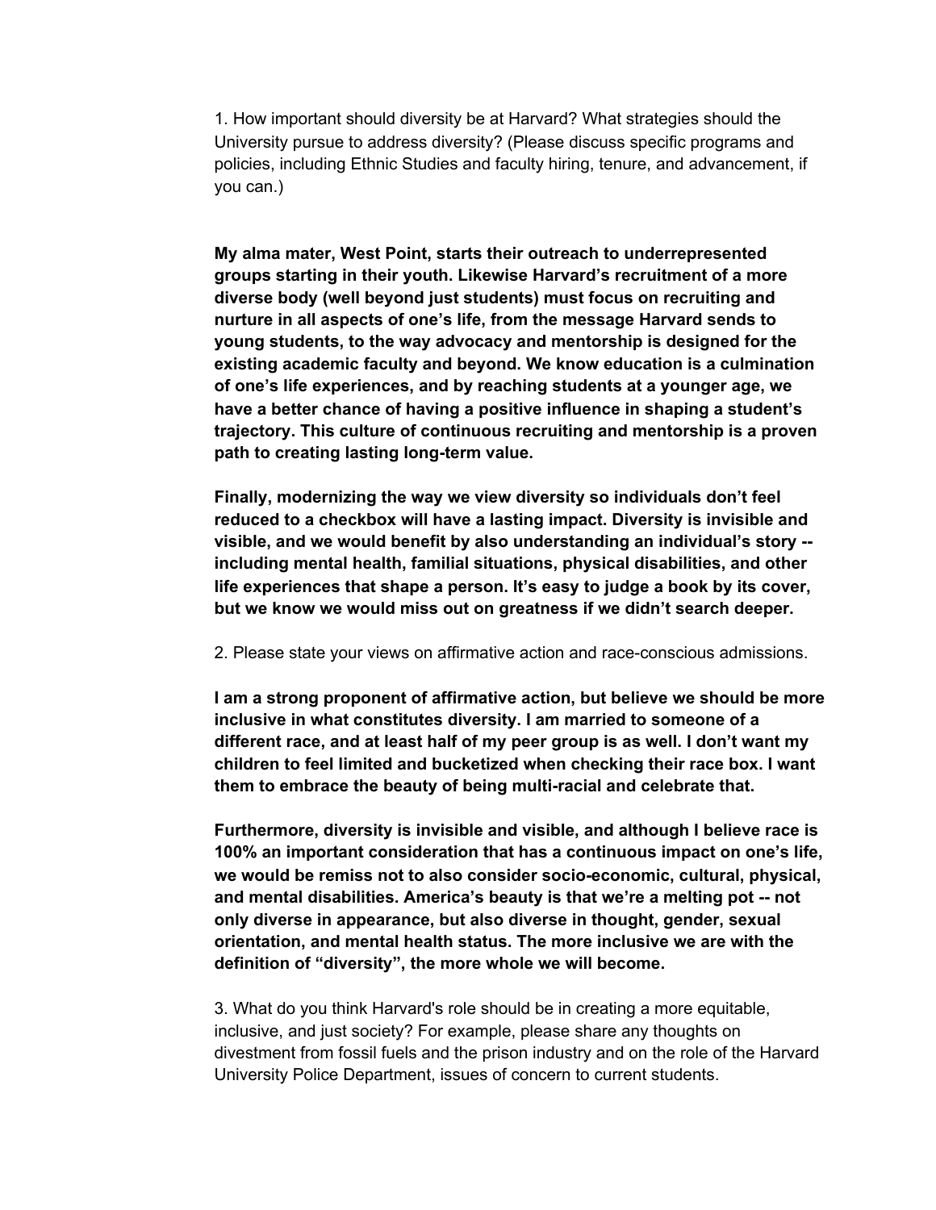1. How important should diversity be at Harvard? What strategies should the University pursue to address diversity? (Please discuss specific programs and policies, including Ethnic Studies and faculty hiring, tenure, and advancement, if you can.)

**My alma mater, West Point, starts their outreach to underrepresented groups starting in their youth. Likewise Harvard's recruitment of a more diverse body (well beyond just students) must focus on recruiting and nurture in all aspects of one's life, from the message Harvard sends to young students, to the way advocacy and mentorship is designed for the existing academic faculty and beyond. We know education is a culmination of one's life experiences, and by reaching students at a younger age, we have a better chance of having a positive influence in shaping a student's trajectory. This culture of continuous recruiting and mentorship is a proven path to creating lasting long-term value.**

**Finally, modernizing the way we view diversity so individuals don't feel reduced to a checkbox will have a lasting impact. Diversity is invisible and visible, and we would benefit by also understanding an individual's story -- including mental health, familial situations, physical disabilities, and other life experiences that shape a person. It's easy to judge a book by its cover, but we know we would miss out on greatness if we didn't search deeper.**

2. Please state your views on affirmative action and race-conscious admissions.

**I am a strong proponent of affirmative action, but believe we should be more inclusive in what constitutes diversity. I am married to someone of a different race, and at least half of my peer group is as well. I don't want my children to feel limited and bucketized when checking their race box. I want them to embrace the beauty of being multi-racial and celebrate that.**

**Furthermore, diversity is invisible and visible, and although I believe race is 100% an important consideration that has a continuous impact on one's life, we would be remiss not to also consider socio-economic, cultural, physical, and mental disabilities. America's beauty is that we're a melting pot -- not only diverse in appearance, but also diverse in thought, gender, sexual orientation, and mental health status. The more inclusive we are with the definition of "diversity", the more whole we will become.**

3. What do you think Harvard's role should be in creating a more equitable, inclusive, and just society? For example, please share any thoughts on divestment from fossil fuels and the prison industry and on the role of the Harvard University Police Department, issues of concern to current students.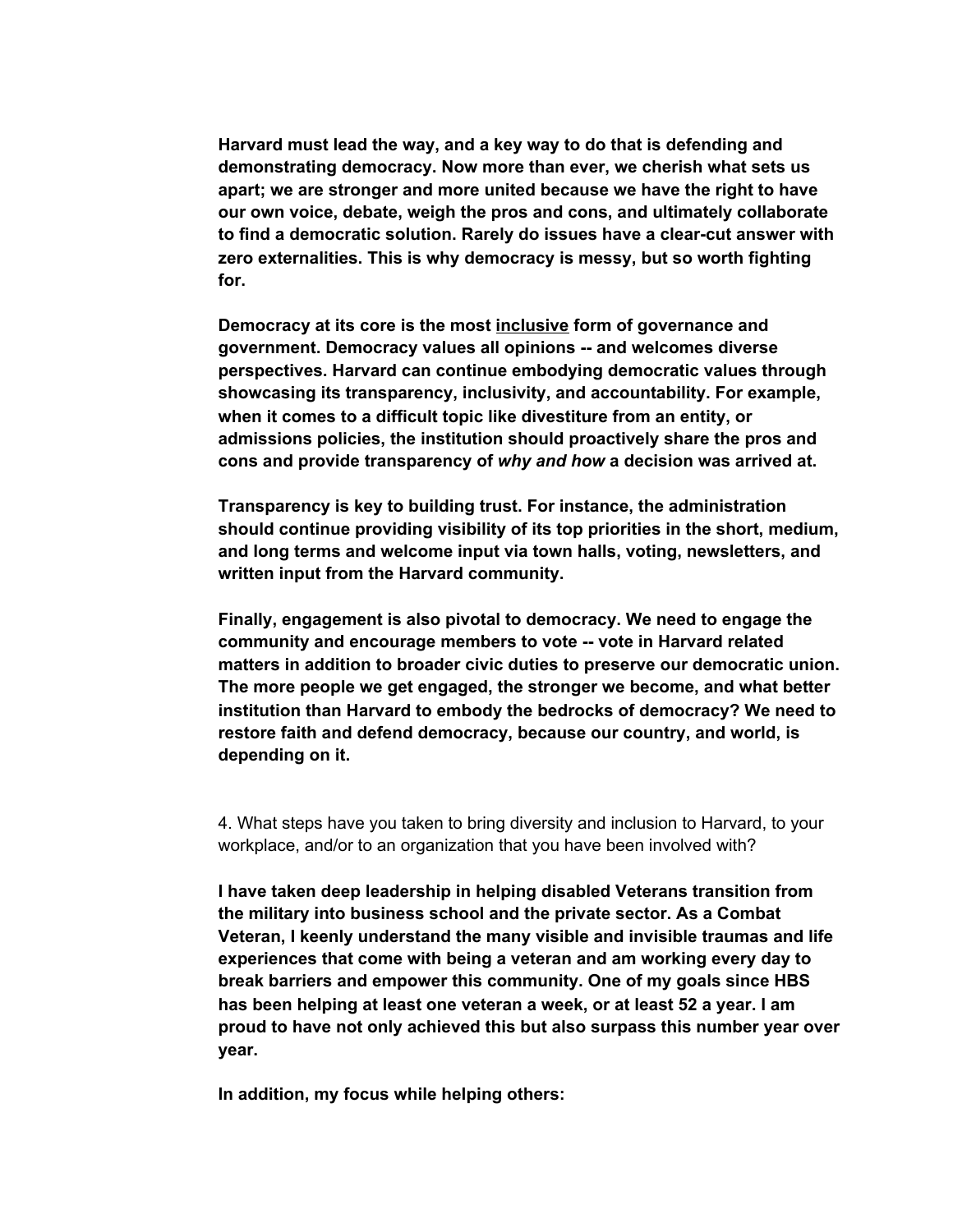**Harvard must lead the way, and a key way to do that is defending and demonstrating democracy. Now more than ever, we cherish what sets us apart; we are stronger and more united because we have the right to have our own voice, debate, weigh the pros and cons, and ultimately collaborate to find a democratic solution. Rarely do issues have a clear-cut answer with zero externalities. This is why democracy is messy, but so worth fighting for.**

**Democracy at its core is the most <u>inclusive</u> form of governance and government. Democracy values all opinions -- and welcomes diverse perspectives. Harvard can continue embodying democratic values through showcasing its transparency, inclusivity, and accountability. For example, when it comes to a difficult topic like divestiture from an entity, or admissions policies, the institution should proactively share the pros and cons and provide transparency of *why and how* a decision was arrived at.**

**Transparency is key to building trust. For instance, the administration should continue providing visibility of its top priorities in the short, medium, and long terms and welcome input via town halls, voting, newsletters, and written input from the Harvard community.**

**Finally, engagement is also pivotal to democracy. We need to engage the community and encourage members to vote -- vote in Harvard related matters in addition to broader civic duties to preserve our democratic union. The more people we get engaged, the stronger we become, and what better institution than Harvard to embody the bedrocks of democracy? We need to restore faith and defend democracy, because our country, and world, is depending on it.**

4. What steps have you taken to bring diversity and inclusion to Harvard, to your workplace, and/or to an organization that you have been involved with?

**I have taken deep leadership in helping disabled Veterans transition from the military into business school and the private sector. As a Combat Veteran, I keenly understand the many visible and invisible traumas and life experiences that come with being a veteran and am working every day to break barriers and empower this community. One of my goals since HBS has been helping at least one veteran a week, or at least 52 a year. I am proud to have not only achieved this but also surpass this number year over year.**

**In addition, my focus while helping others:**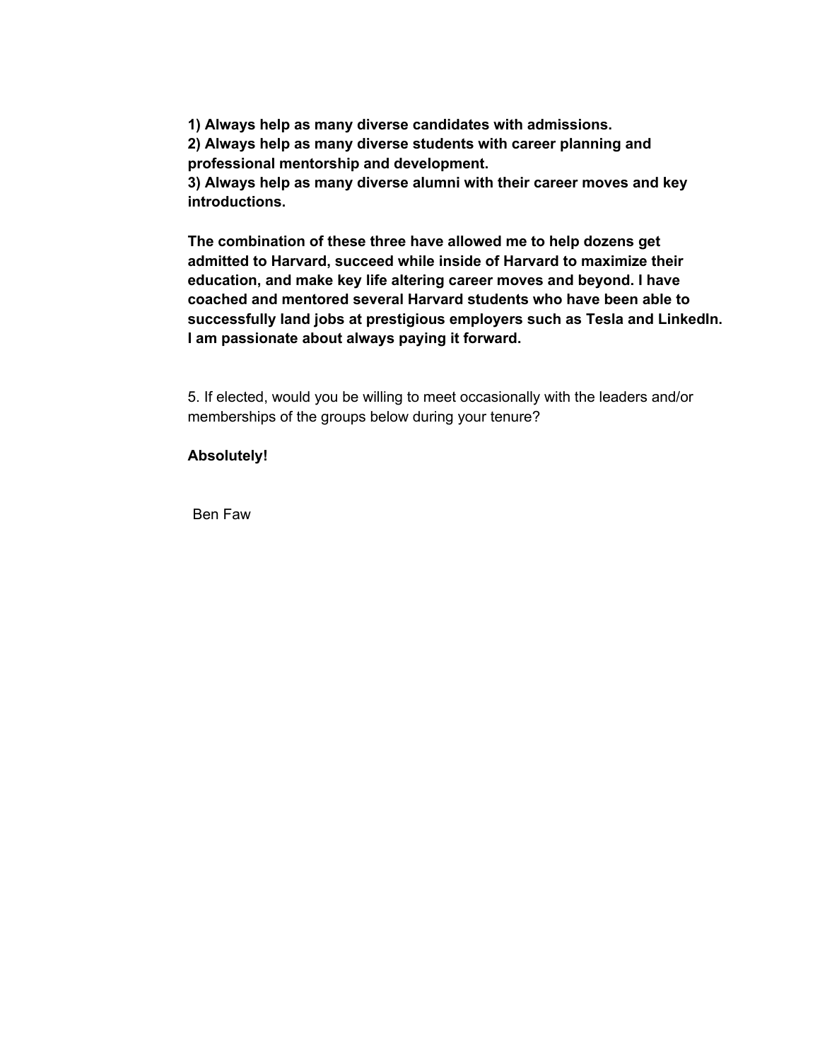**1) Always help as many diverse candidates with admissions.**
**2) Always help as many diverse students with career planning and professional mentorship and development.**
**3) Always help as many diverse alumni with their career moves and key introductions.**

**The combination of these three have allowed me to help dozens get admitted to Harvard, succeed while inside of Harvard to maximize their education, and make key life altering career moves and beyond. I have coached and mentored several Harvard students who have been able to successfully land jobs at prestigious employers such as Tesla and LinkedIn. I am passionate about always paying it forward.**

5. If elected, would you be willing to meet occasionally with the leaders and/or memberships of the groups below during your tenure?

**Absolutely!**

Ben Faw